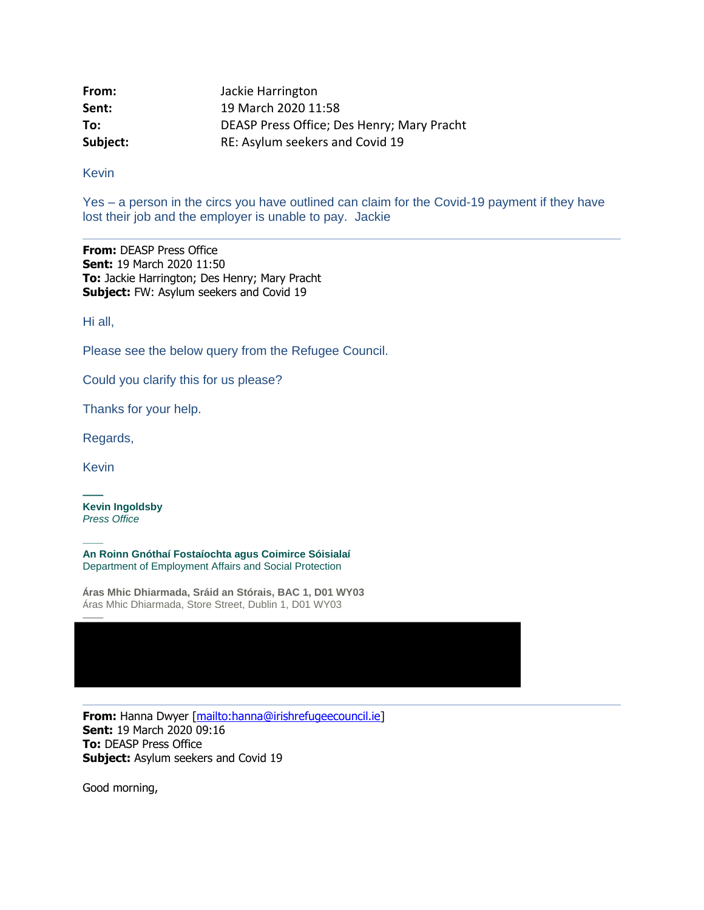| | |
|---|---|
| **From:** | Jackie Harrington |
| **Sent:** | 19 March 2020 11:58 |
| **To:** | DEASP Press Office; Des Henry; Mary Pracht |
| **Subject:** | RE: Asylum seekers and Covid 19 |

Kevin

Yes – a person in the circs you have outlined can claim for the Covid-19 payment if they have lost their job and the employer is unable to pay. Jackie

---

**From:** DEASP Press Office
**Sent:** 19 March 2020 11:50
**To:** Jackie Harrington; Des Henry; Mary Pracht
**Subject:** FW: Asylum seekers and Covid 19

Hi all,

Please see the below query from the Refugee Council.

Could you clarify this for us please?

Thanks for your help.

Regards,

Kevin

**Kevin Ingoldsby**
*Press Office*

**An Roinn Gnóthaí Fostaíochta agus Coimirce Sóisialaí**
Department of Employment Affairs and Social Protection

**Áras Mhic Dhiarmada, Sráid an Stórais, BAC 1, D01 WY03**
Áras Mhic Dhiarmada, Store Street, Dublin 1, D01 WY03

---

**From:** Hanna Dwyer [mailto:hanna@irishrefugeecouncil.ie]
**Sent:** 19 March 2020 09:16
**To:** DEASP Press Office
**Subject:** Asylum seekers and Covid 19

Good morning,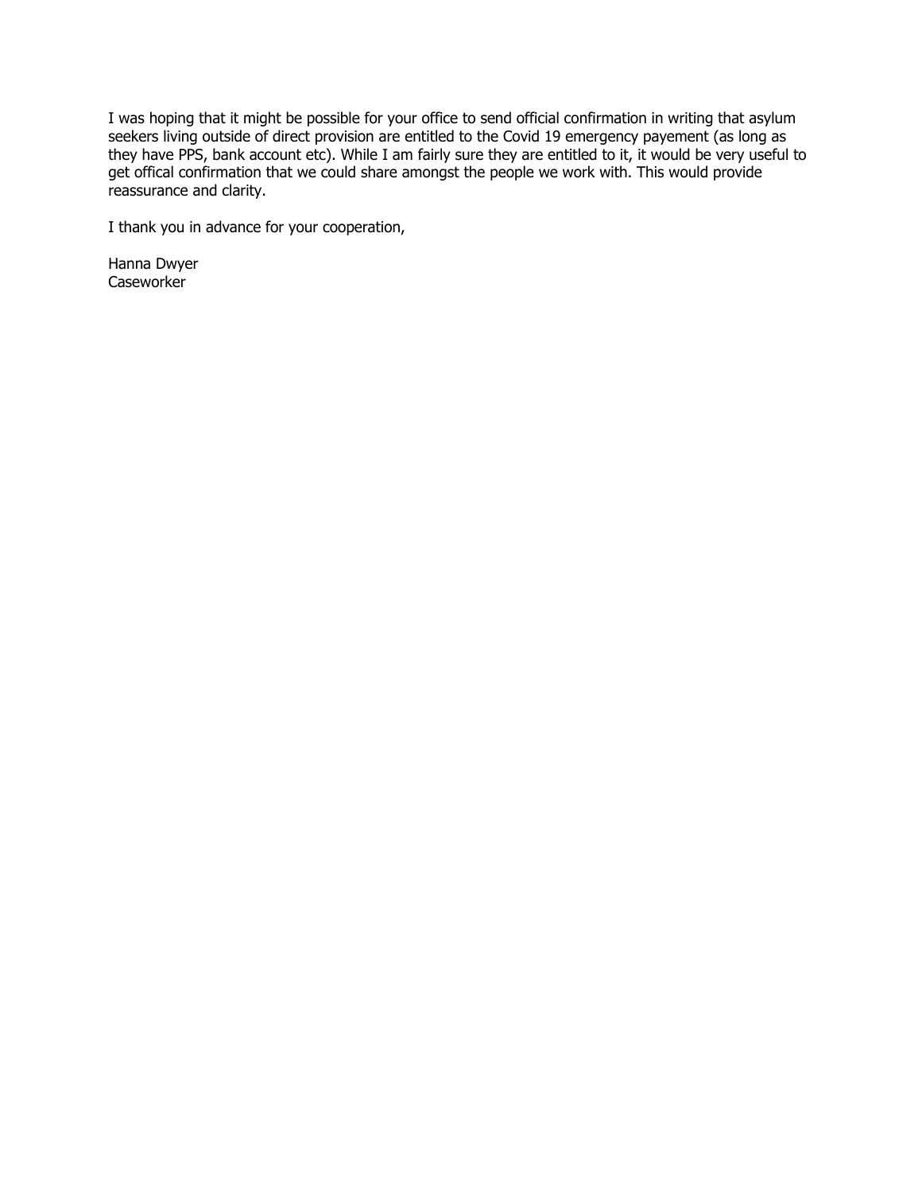I was hoping that it might be possible for your office to send official confirmation in writing that asylum seekers living outside of direct provision are entitled to the Covid 19 emergency payement (as long as they have PPS, bank account etc). While I am fairly sure they are entitled to it, it would be very useful to get offical confirmation that we could share amongst the people we work with. This would provide reassurance and clarity.

I thank you in advance for your cooperation,

Hanna Dwyer
Caseworker